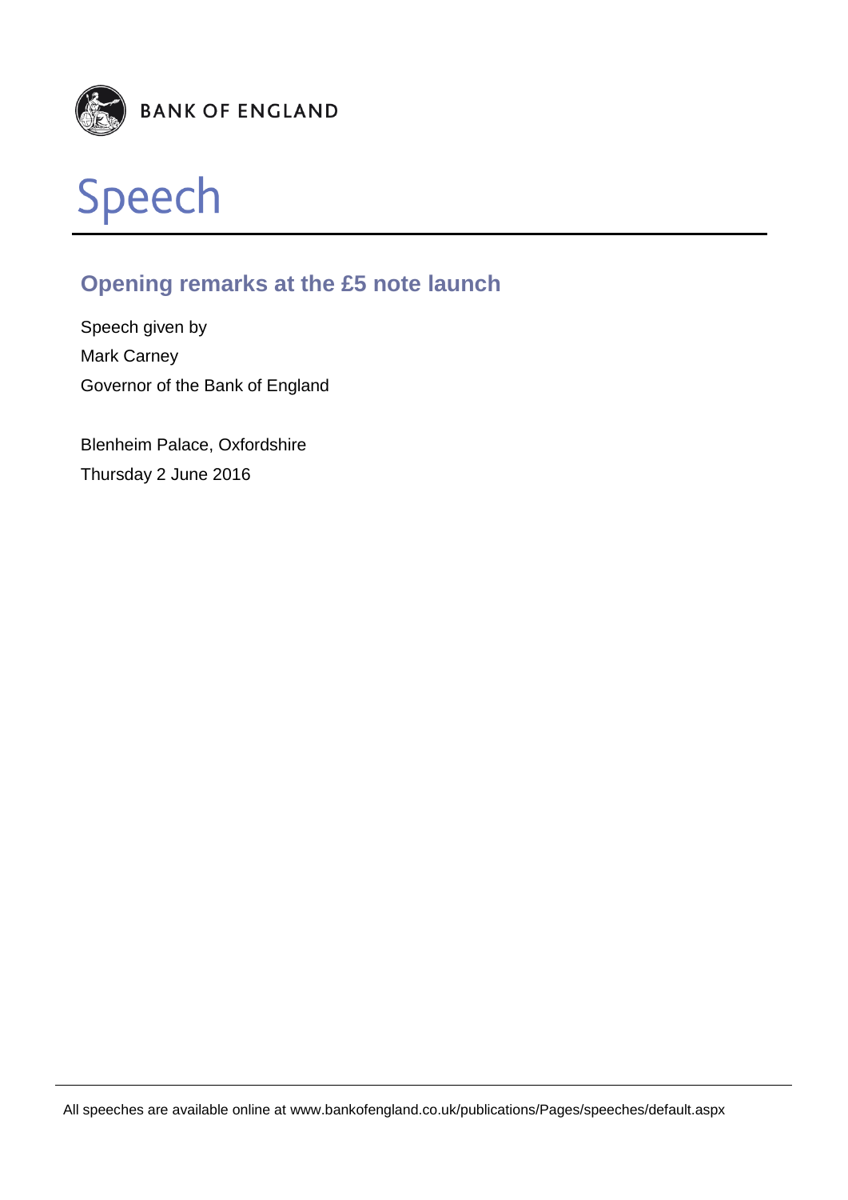BANK OF ENGLAND

# Speech

## Opening remarks at the £5 note launch

Speech given by

Mark Carney

Governor of the Bank of England

Blenheim Palace, Oxfordshire

Thursday 2 June 2016

All speeches are available online at www.bankofengland.co.uk/publications/Pages/speeches/default.aspx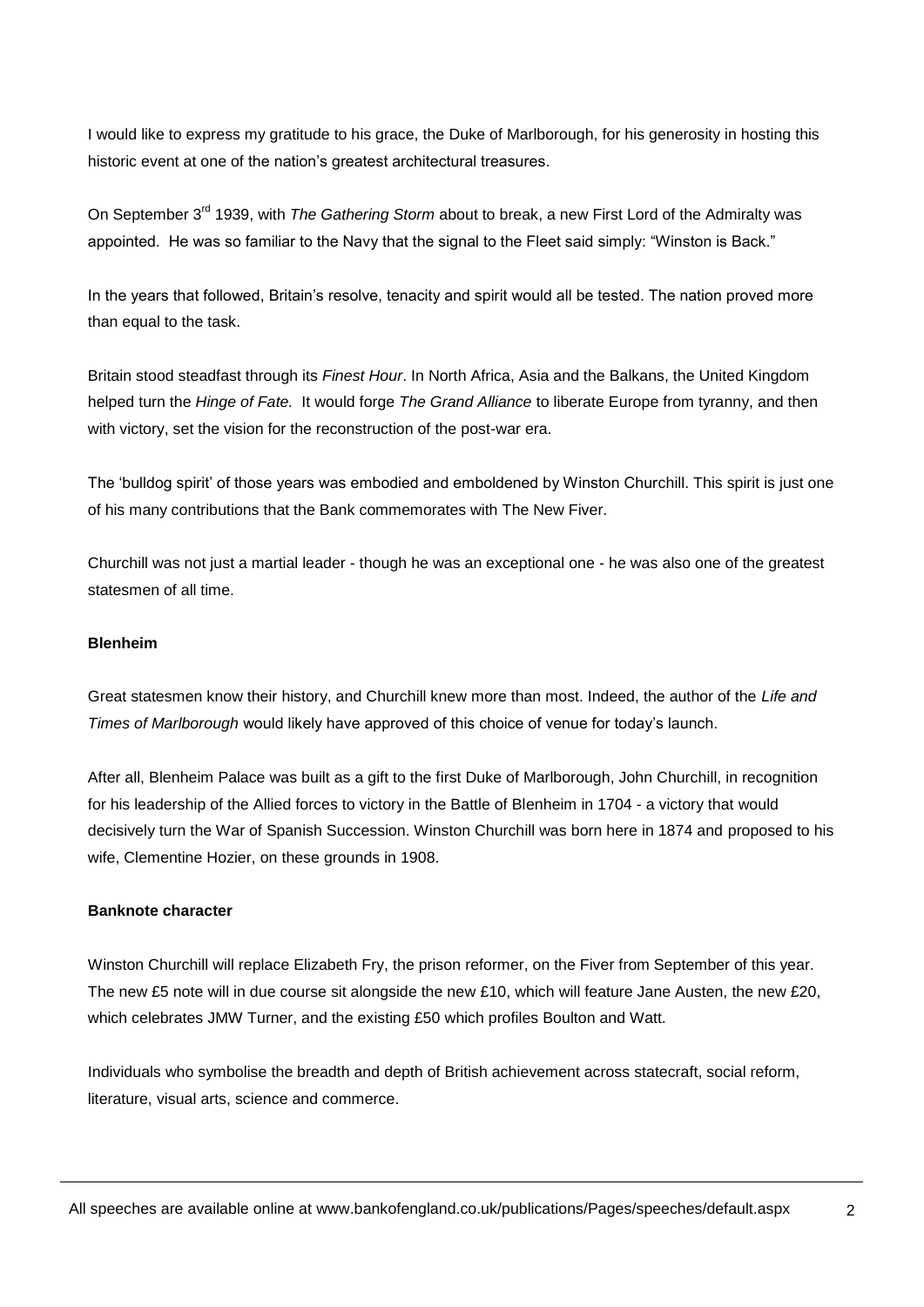I would like to express my gratitude to his grace, the Duke of Marlborough, for his generosity in hosting this historic event at one of the nation's greatest architectural treasures.

On September 3rd 1939, with *The Gathering Storm* about to break, a new First Lord of the Admiralty was appointed. He was so familiar to the Navy that the signal to the Fleet said simply: "Winston is Back."

In the years that followed, Britain's resolve, tenacity and spirit would all be tested. The nation proved more than equal to the task.

Britain stood steadfast through its *Finest Hour*. In North Africa, Asia and the Balkans, the United Kingdom helped turn the *Hinge of Fate.* It would forge *The Grand Alliance* to liberate Europe from tyranny, and then with victory, set the vision for the reconstruction of the post-war era.

The 'bulldog spirit' of those years was embodied and emboldened by Winston Churchill. This spirit is just one of his many contributions that the Bank commemorates with The New Fiver.

Churchill was not just a martial leader - though he was an exceptional one - he was also one of the greatest statesmen of all time.

**Blenheim**

Great statesmen know their history, and Churchill knew more than most. Indeed, the author of the *Life and Times of Marlborough* would likely have approved of this choice of venue for today's launch.

After all, Blenheim Palace was built as a gift to the first Duke of Marlborough, John Churchill, in recognition for his leadership of the Allied forces to victory in the Battle of Blenheim in 1704 - a victory that would decisively turn the War of Spanish Succession. Winston Churchill was born here in 1874 and proposed to his wife, Clementine Hozier, on these grounds in 1908.

**Banknote character**

Winston Churchill will replace Elizabeth Fry, the prison reformer, on the Fiver from September of this year. The new £5 note will in due course sit alongside the new £10, which will feature Jane Austen, the new £20, which celebrates JMW Turner, and the existing £50 which profiles Boulton and Watt.

Individuals who symbolise the breadth and depth of British achievement across statecraft, social reform, literature, visual arts, science and commerce.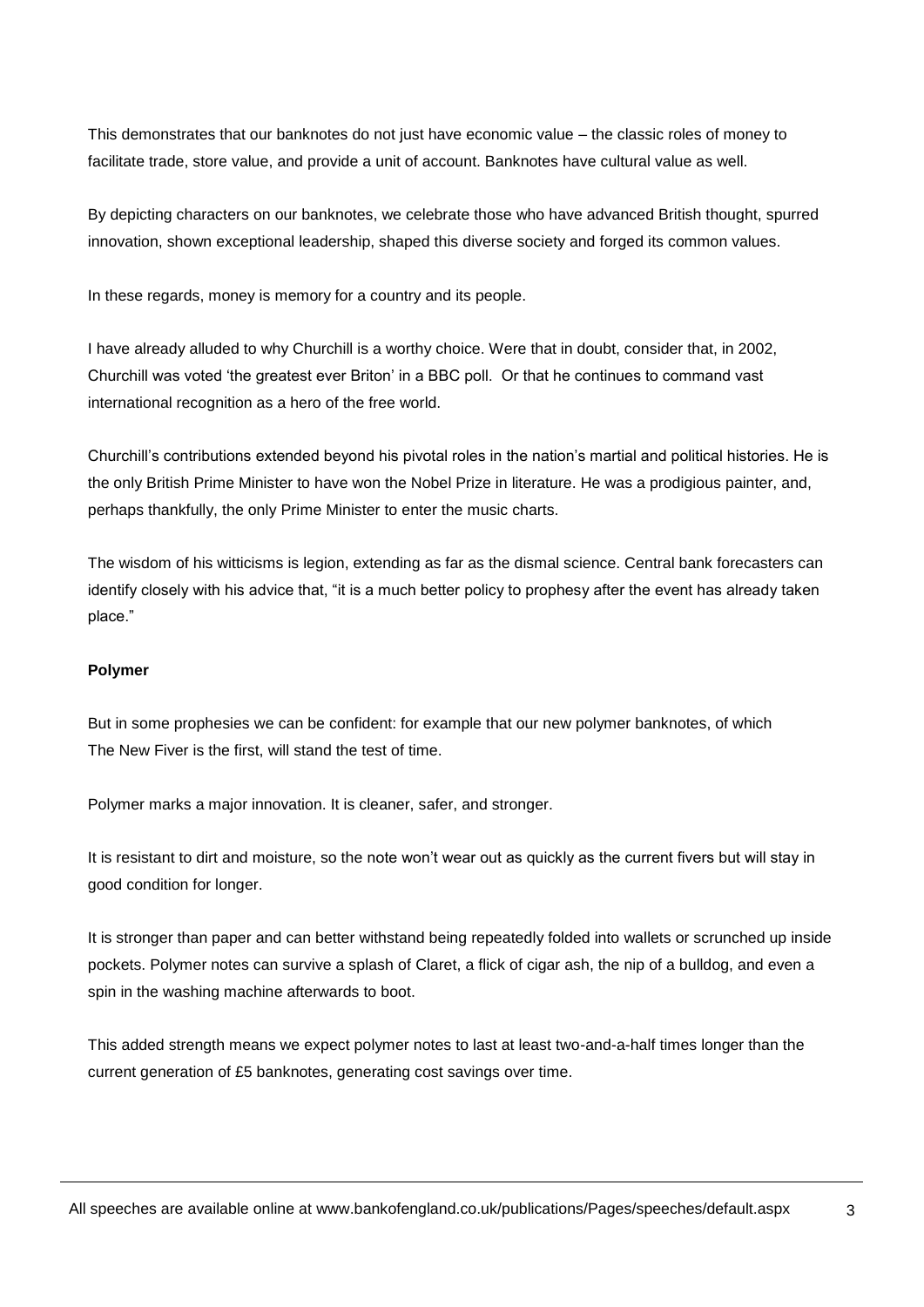This demonstrates that our banknotes do not just have economic value – the classic roles of money to facilitate trade, store value, and provide a unit of account. Banknotes have cultural value as well.

By depicting characters on our banknotes, we celebrate those who have advanced British thought, spurred innovation, shown exceptional leadership, shaped this diverse society and forged its common values.

In these regards, money is memory for a country and its people.

I have already alluded to why Churchill is a worthy choice. Were that in doubt, consider that, in 2002, Churchill was voted 'the greatest ever Briton' in a BBC poll. Or that he continues to command vast international recognition as a hero of the free world.

Churchill's contributions extended beyond his pivotal roles in the nation's martial and political histories. He is the only British Prime Minister to have won the Nobel Prize in literature. He was a prodigious painter, and, perhaps thankfully, the only Prime Minister to enter the music charts.

The wisdom of his witticisms is legion, extending as far as the dismal science. Central bank forecasters can identify closely with his advice that, "it is a much better policy to prophesy after the event has already taken place."

**Polymer**

But in some prophesies we can be confident: for example that our new polymer banknotes, of which The New Fiver is the first, will stand the test of time.

Polymer marks a major innovation. It is cleaner, safer, and stronger.

It is resistant to dirt and moisture, so the note won't wear out as quickly as the current fivers but will stay in good condition for longer.

It is stronger than paper and can better withstand being repeatedly folded into wallets or scrunched up inside pockets. Polymer notes can survive a splash of Claret, a flick of cigar ash, the nip of a bulldog, and even a spin in the washing machine afterwards to boot.

This added strength means we expect polymer notes to last at least two-and-a-half times longer than the current generation of £5 banknotes, generating cost savings over time.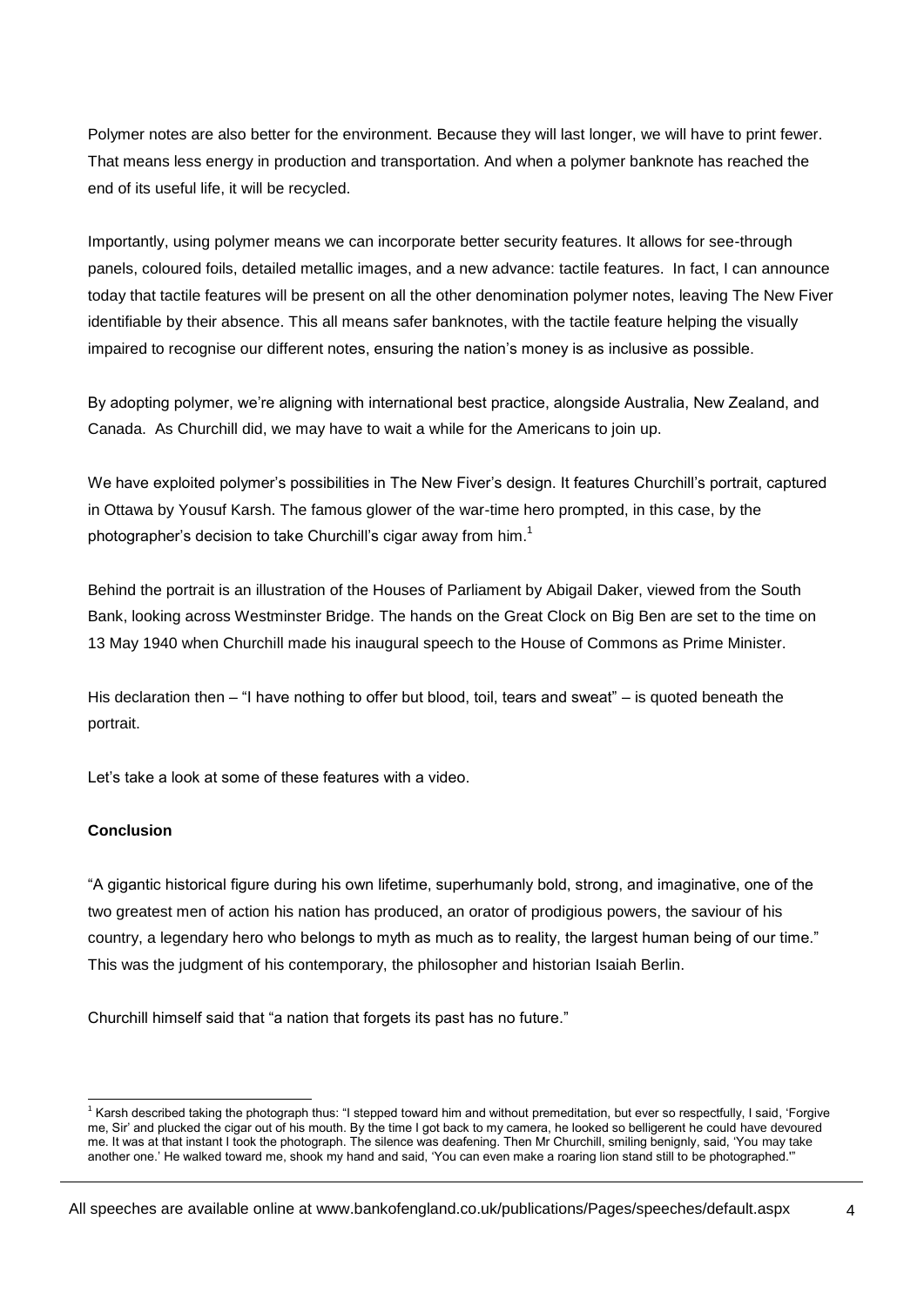Polymer notes are also better for the environment. Because they will last longer, we will have to print fewer. That means less energy in production and transportation. And when a polymer banknote has reached the end of its useful life, it will be recycled.

Importantly, using polymer means we can incorporate better security features. It allows for see-through panels, coloured foils, detailed metallic images, and a new advance: tactile features. In fact, I can announce today that tactile features will be present on all the other denomination polymer notes, leaving The New Fiver identifiable by their absence. This all means safer banknotes, with the tactile feature helping the visually impaired to recognise our different notes, ensuring the nation's money is as inclusive as possible.

By adopting polymer, we're aligning with international best practice, alongside Australia, New Zealand, and Canada. As Churchill did, we may have to wait a while for the Americans to join up.

We have exploited polymer's possibilities in The New Fiver's design. It features Churchill's portrait, captured in Ottawa by Yousuf Karsh. The famous glower of the war-time hero prompted, in this case, by the photographer's decision to take Churchill's cigar away from him.[1]

Behind the portrait is an illustration of the Houses of Parliament by Abigail Daker, viewed from the South Bank, looking across Westminster Bridge. The hands on the Great Clock on Big Ben are set to the time on 13 May 1940 when Churchill made his inaugural speech to the House of Commons as Prime Minister.

His declaration then – "I have nothing to offer but blood, toil, tears and sweat" – is quoted beneath the portrait.

Let's take a look at some of these features with a video.

**Conclusion**

"A gigantic historical figure during his own lifetime, superhumanly bold, strong, and imaginative, one of the two greatest men of action his nation has produced, an orator of prodigious powers, the saviour of his country, a legendary hero who belongs to myth as much as to reality, the largest human being of our time." This was the judgment of his contemporary, the philosopher and historian Isaiah Berlin.

Churchill himself said that "a nation that forgets its past has no future."

---

[1] Karsh described taking the photograph thus: "I stepped toward him and without premeditation, but ever so respectfully, I said, 'Forgive me, Sir' and plucked the cigar out of his mouth. By the time I got back to my camera, he looked so belligerent he could have devoured me. It was at that instant I took the photograph. The silence was deafening. Then Mr Churchill, smiling benignly, said, 'You may take another one.' He walked toward me, shook my hand and said, 'You can even make a roaring lion stand still to be photographed.'"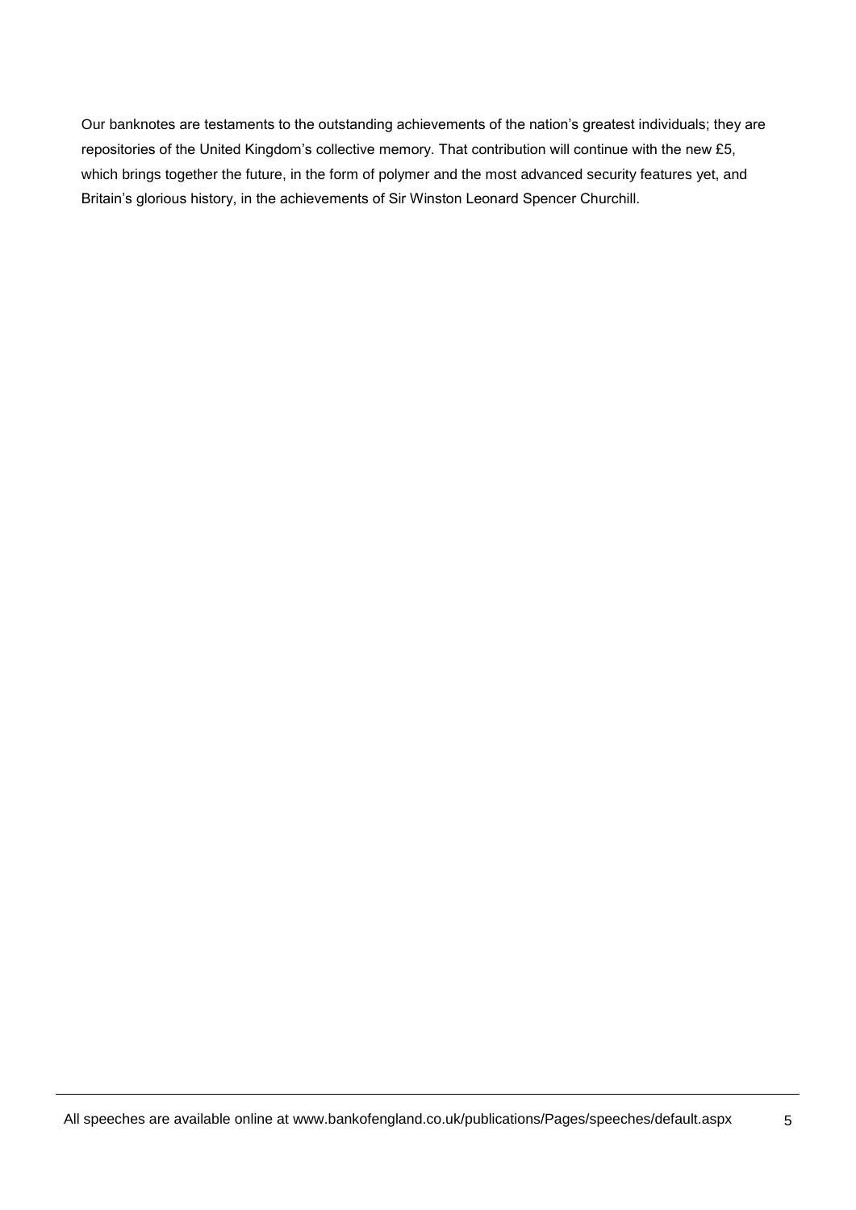Our banknotes are testaments to the outstanding achievements of the nation's greatest individuals; they are repositories of the United Kingdom's collective memory. That contribution will continue with the new £5, which brings together the future, in the form of polymer and the most advanced security features yet, and Britain's glorious history, in the achievements of Sir Winston Leonard Spencer Churchill.